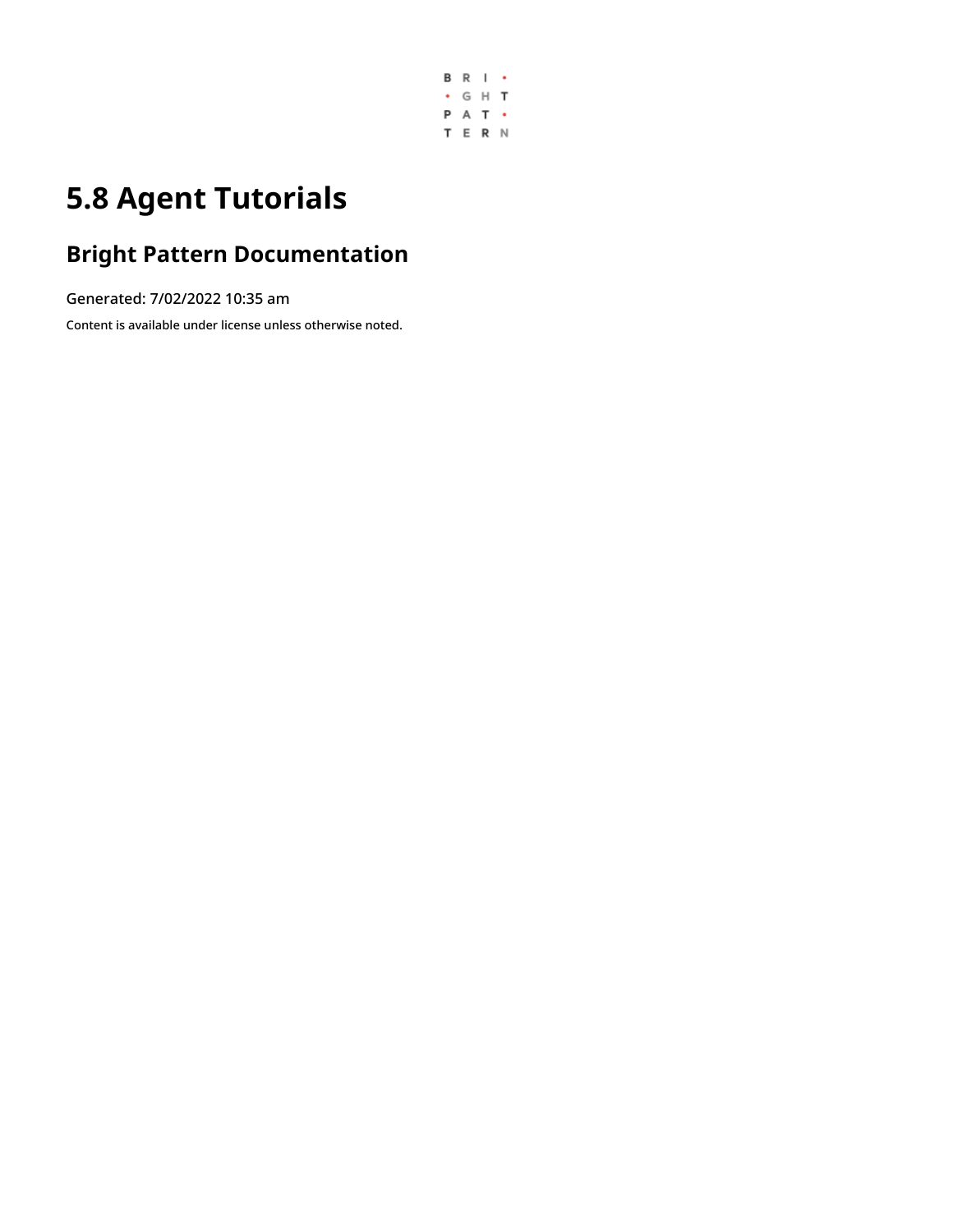# 5.8 Agent Tutorials

## Bright Pattern Documentation

Generated: 7/02/2022 10:35 am

Content is available under license unless otherwise noted.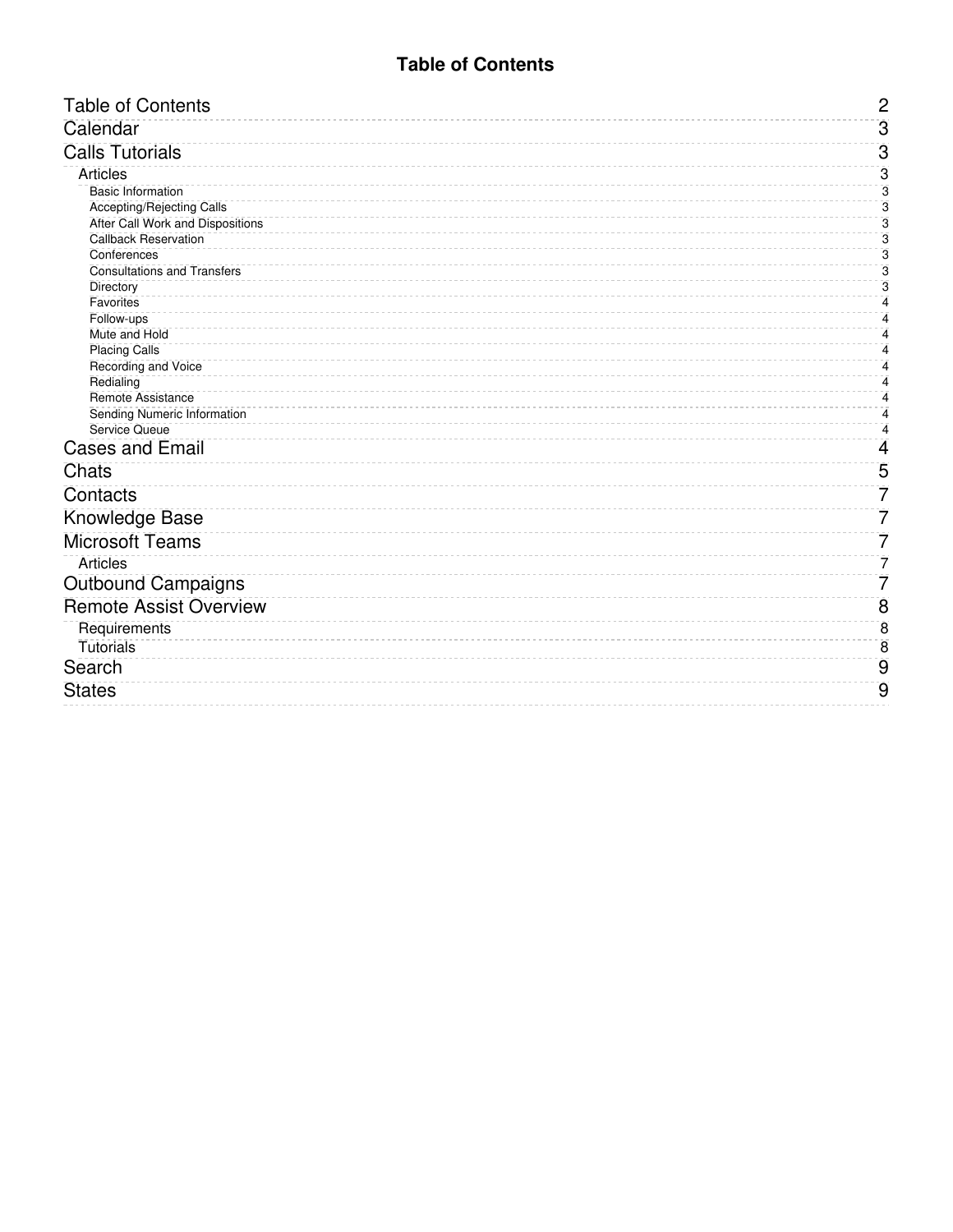# Table of Contents

- Table of Contents — 2
- Calendar — 3
- Calls Tutorials — 3
  - Articles — 3
    - Basic Information — 3
    - Accepting/Rejecting Calls — 3
    - After Call Work and Dispositions — 3
    - Callback Reservation — 3
    - Conferences — 3
    - Consultations and Transfers — 3
    - Directory — 3
    - Favorites — 4
    - Follow-ups — 4
    - Mute and Hold — 4
    - Placing Calls — 4
    - Recording and Voice — 4
    - Redialing — 4
    - Remote Assistance — 4
    - Sending Numeric Information — 4
    - Service Queue — 4
- Cases and Email — 4
- Chats — 5
- Contacts — 7
- Knowledge Base — 7
- Microsoft Teams — 7
  - Articles — 7
- Outbound Campaigns — 7
- Remote Assist Overview — 8
  - Requirements — 8
  - Tutorials — 8
- Search — 9
- States — 9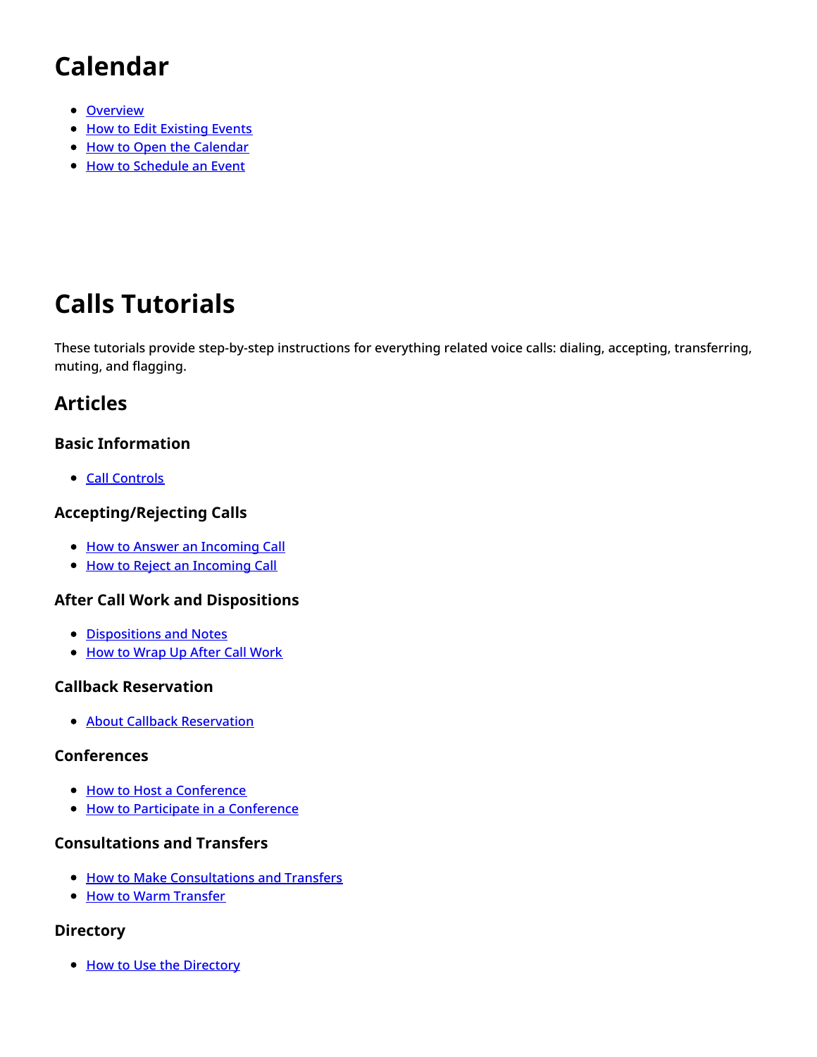# Calendar

- Overview
- How to Edit Existing Events
- How to Open the Calendar
- How to Schedule an Event

# Calls Tutorials

These tutorials provide step-by-step instructions for everything related voice calls: dialing, accepting, transferring, muting, and flagging.

## Articles

### Basic Information

- Call Controls

### Accepting/Rejecting Calls

- How to Answer an Incoming Call
- How to Reject an Incoming Call

### After Call Work and Dispositions

- Dispositions and Notes
- How to Wrap Up After Call Work

### Callback Reservation

- About Callback Reservation

### Conferences

- How to Host a Conference
- How to Participate in a Conference

### Consultations and Transfers

- How to Make Consultations and Transfers
- How to Warm Transfer

### Directory

- How to Use the Directory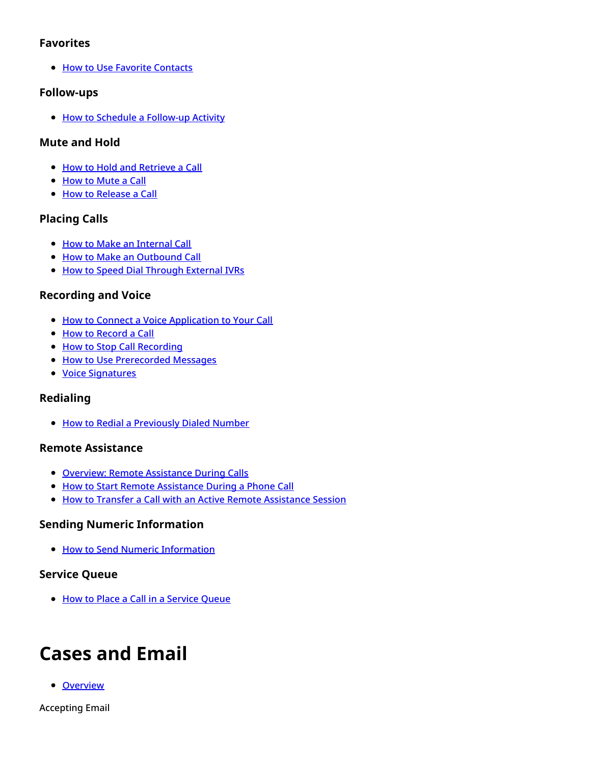### Favorites

- How to Use Favorite Contacts

### Follow-ups

- How to Schedule a Follow-up Activity

### Mute and Hold

- How to Hold and Retrieve a Call
- How to Mute a Call
- How to Release a Call

### Placing Calls

- How to Make an Internal Call
- How to Make an Outbound Call
- How to Speed Dial Through External IVRs

### Recording and Voice

- How to Connect a Voice Application to Your Call
- How to Record a Call
- How to Stop Call Recording
- How to Use Prerecorded Messages
- Voice Signatures

### Redialing

- How to Redial a Previously Dialed Number

### Remote Assistance

- Overview: Remote Assistance During Calls
- How to Start Remote Assistance During a Phone Call
- How to Transfer a Call with an Active Remote Assistance Session

### Sending Numeric Information

- How to Send Numeric Information

### Service Queue

- How to Place a Call in a Service Queue

# Cases and Email

- Overview

Accepting Email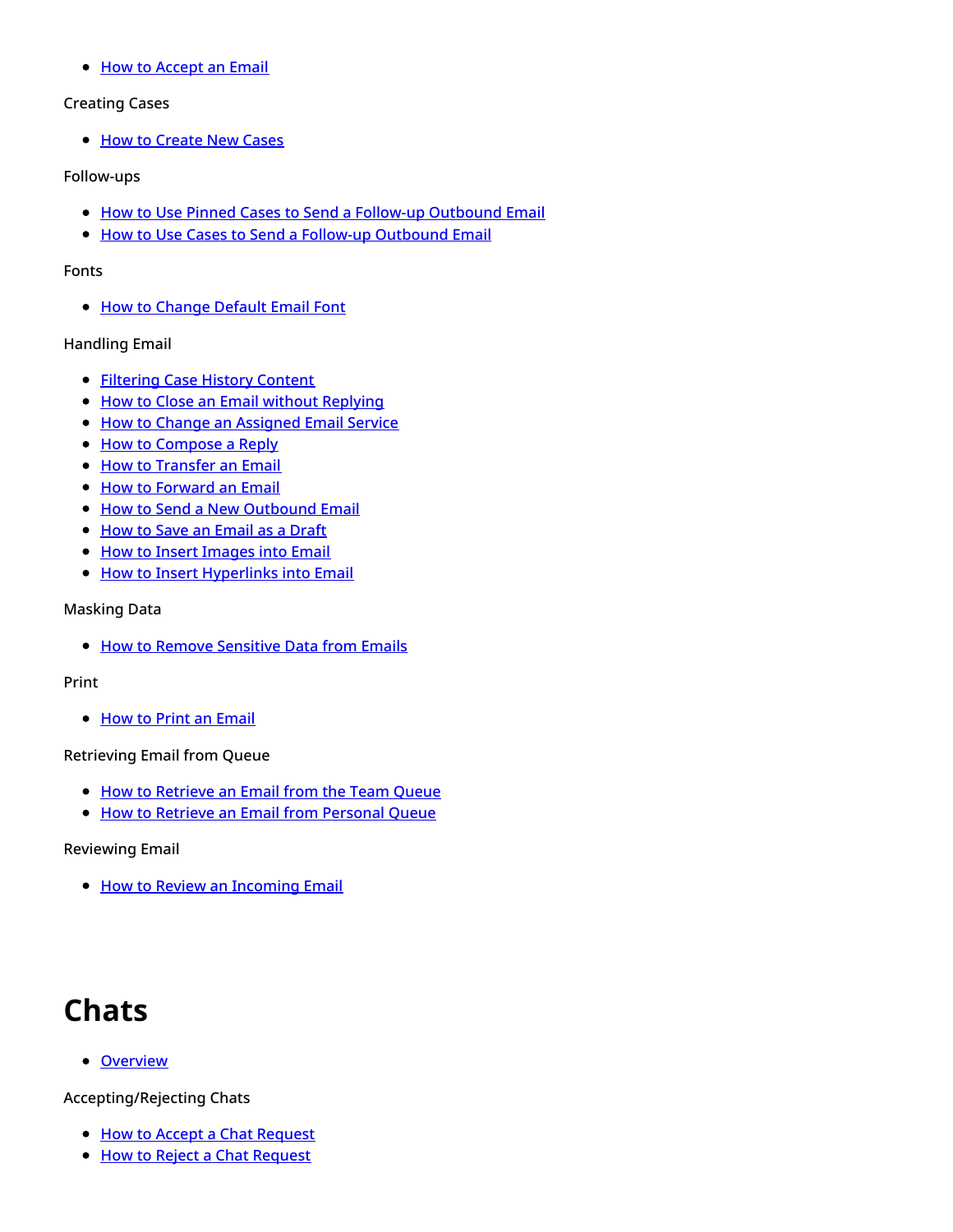- How to Accept an Email

Creating Cases

- How to Create New Cases

Follow-ups

- How to Use Pinned Cases to Send a Follow-up Outbound Email
- How to Use Cases to Send a Follow-up Outbound Email

Fonts

- How to Change Default Email Font

Handling Email

- Filtering Case History Content
- How to Close an Email without Replying
- How to Change an Assigned Email Service
- How to Compose a Reply
- How to Transfer an Email
- How to Forward an Email
- How to Send a New Outbound Email
- How to Save an Email as a Draft
- How to Insert Images into Email
- How to Insert Hyperlinks into Email

Masking Data

- How to Remove Sensitive Data from Emails

Print

- How to Print an Email

Retrieving Email from Queue

- How to Retrieve an Email from the Team Queue
- How to Retrieve an Email from Personal Queue

Reviewing Email

- How to Review an Incoming Email

# Chats

- Overview

Accepting/Rejecting Chats

- How to Accept a Chat Request
- How to Reject a Chat Request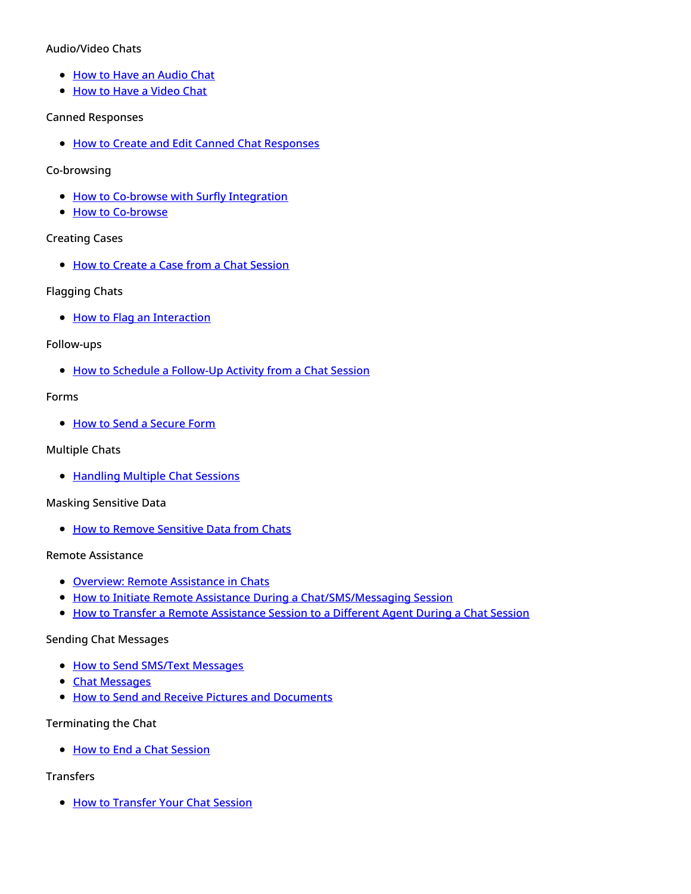Audio/Video Chats

- How to Have an Audio Chat
- How to Have a Video Chat

Canned Responses

- How to Create and Edit Canned Chat Responses

Co-browsing

- How to Co-browse with Surfly Integration
- How to Co-browse

Creating Cases

- How to Create a Case from a Chat Session

Flagging Chats

- How to Flag an Interaction

Follow-ups

- How to Schedule a Follow-Up Activity from a Chat Session

Forms

- How to Send a Secure Form

Multiple Chats

- Handling Multiple Chat Sessions

Masking Sensitive Data

- How to Remove Sensitive Data from Chats

Remote Assistance

- Overview: Remote Assistance in Chats
- How to Initiate Remote Assistance During a Chat/SMS/Messaging Session
- How to Transfer a Remote Assistance Session to a Different Agent During a Chat Session

Sending Chat Messages

- How to Send SMS/Text Messages
- Chat Messages
- How to Send and Receive Pictures and Documents

Terminating the Chat

- How to End a Chat Session

Transfers

- How to Transfer Your Chat Session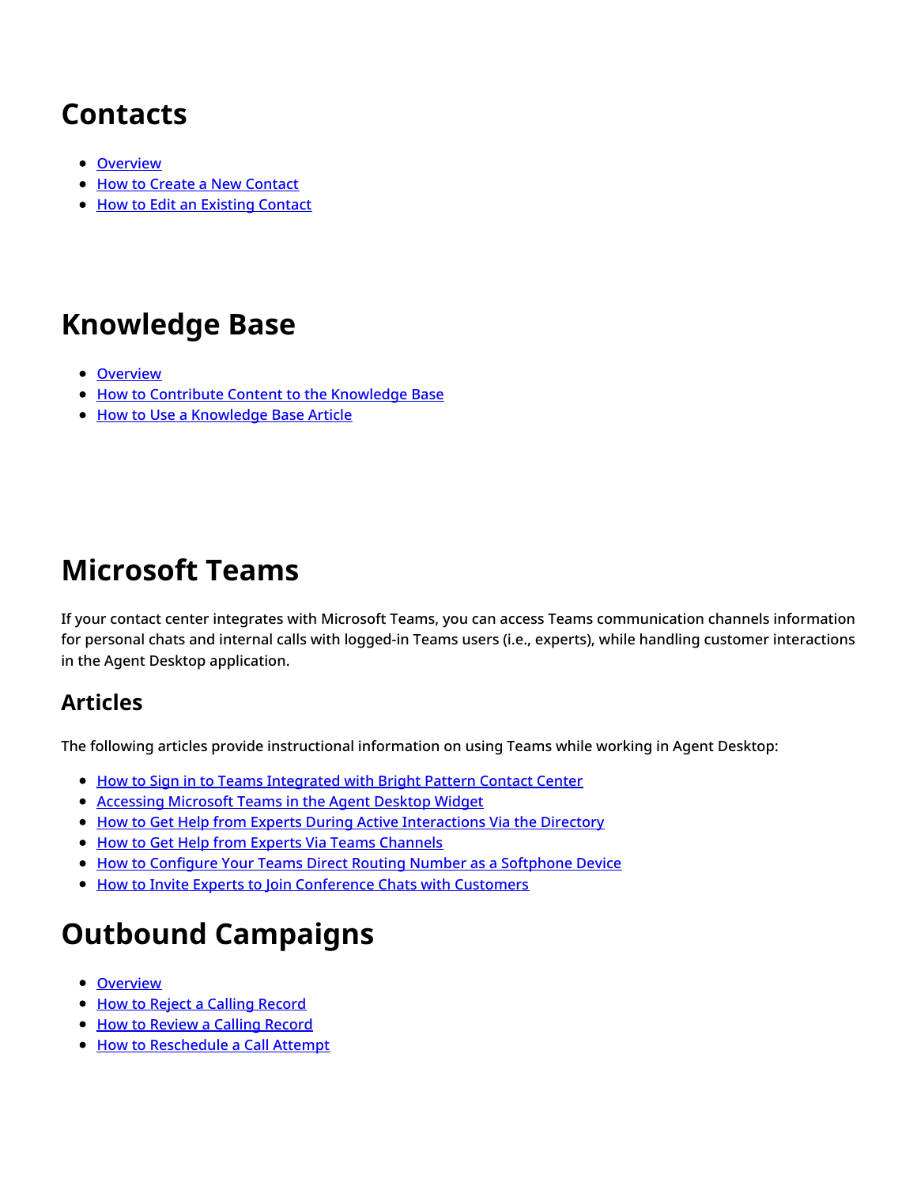# Contacts

- Overview
- How to Create a New Contact
- How to Edit an Existing Contact

# Knowledge Base

- Overview
- How to Contribute Content to the Knowledge Base
- How to Use a Knowledge Base Article

# Microsoft Teams

If your contact center integrates with Microsoft Teams, you can access Teams communication channels information for personal chats and internal calls with logged-in Teams users (i.e., experts), while handling customer interactions in the Agent Desktop application.

## Articles

The following articles provide instructional information on using Teams while working in Agent Desktop:

- How to Sign in to Teams Integrated with Bright Pattern Contact Center
- Accessing Microsoft Teams in the Agent Desktop Widget
- How to Get Help from Experts During Active Interactions Via the Directory
- How to Get Help from Experts Via Teams Channels
- How to Configure Your Teams Direct Routing Number as a Softphone Device
- How to Invite Experts to Join Conference Chats with Customers

# Outbound Campaigns

- Overview
- How to Reject a Calling Record
- How to Review a Calling Record
- How to Reschedule a Call Attempt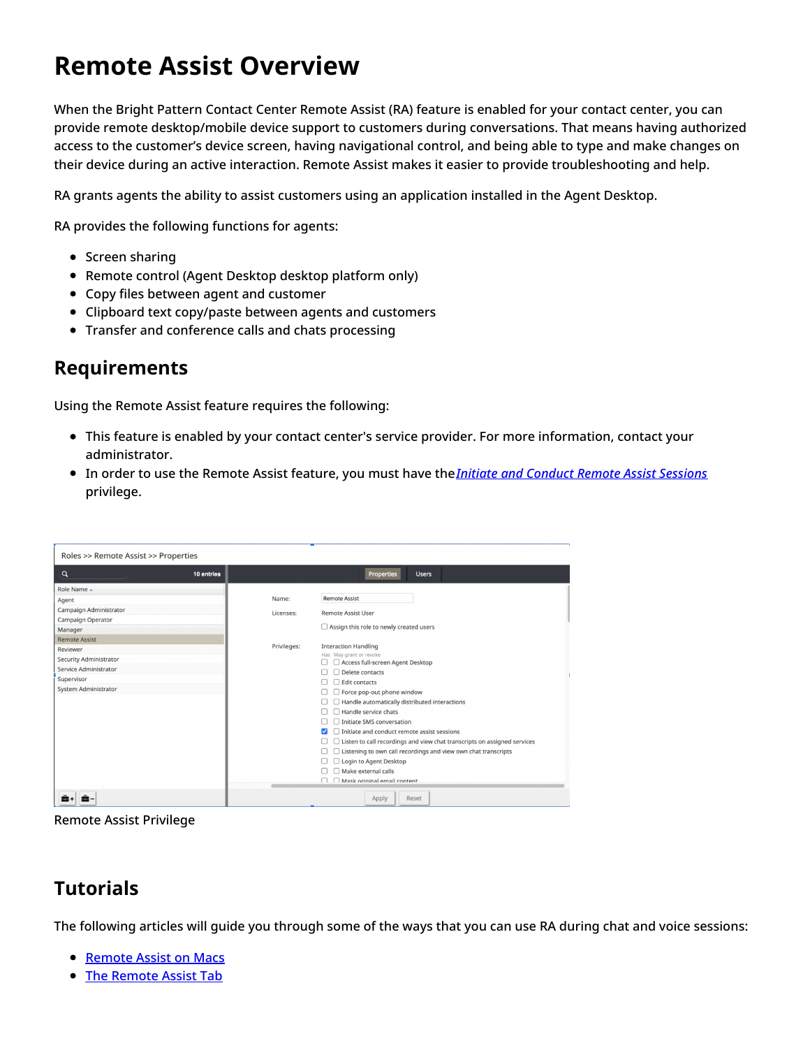# Remote Assist Overview

When the Bright Pattern Contact Center Remote Assist (RA) feature is enabled for your contact center, you can provide remote desktop/mobile device support to customers during conversations. That means having authorized access to the customer's device screen, having navigational control, and being able to type and make changes on their device during an active interaction. Remote Assist makes it easier to provide troubleshooting and help.

RA grants agents the ability to assist customers using an application installed in the Agent Desktop.

RA provides the following functions for agents:

- Screen sharing
- Remote control (Agent Desktop desktop platform only)
- Copy files between agent and customer
- Clipboard text copy/paste between agents and customers
- Transfer and conference calls and chats processing

## Requirements

Using the Remote Assist feature requires the following:

- This feature is enabled by your contact center's service provider. For more information, contact your administrator.
- In order to use the Remote Assist feature, you must have the *Initiate and Conduct Remote Assist Sessions* privilege.

Remote Assist Privilege

## Tutorials

The following articles will guide you through some of the ways that you can use RA during chat and voice sessions:

- Remote Assist on Macs
- The Remote Assist Tab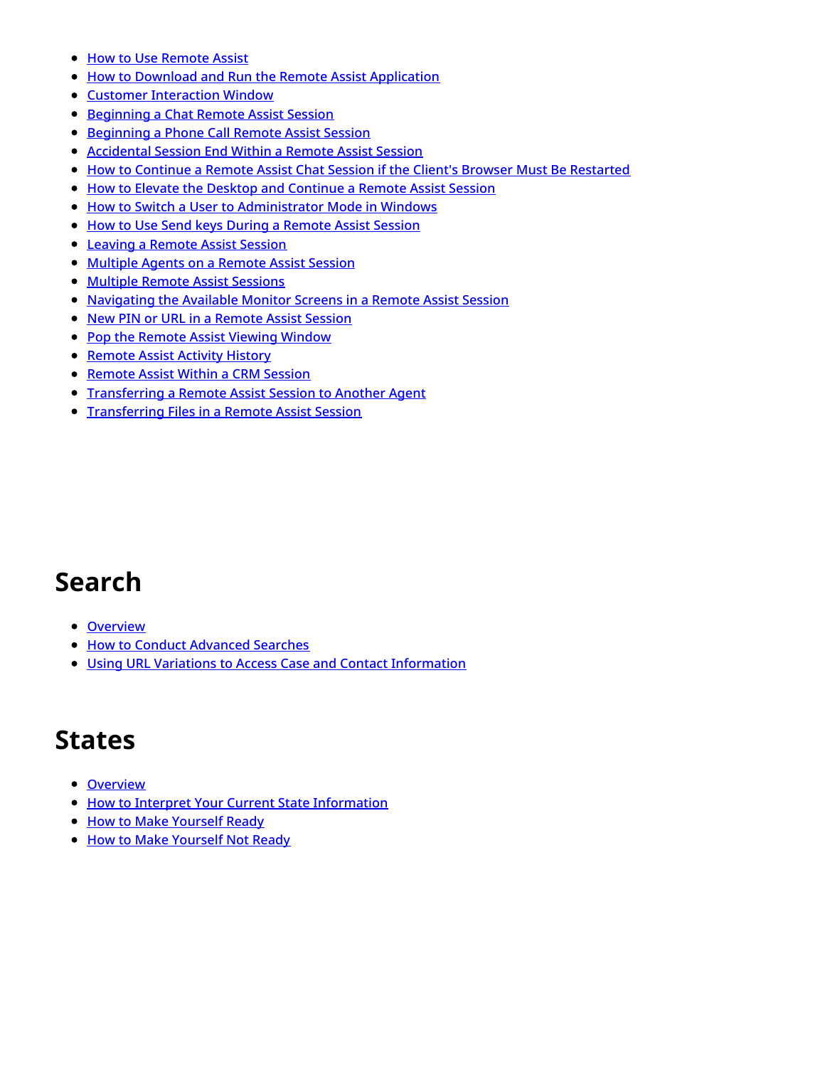- How to Use Remote Assist
- How to Download and Run the Remote Assist Application
- Customer Interaction Window
- Beginning a Chat Remote Assist Session
- Beginning a Phone Call Remote Assist Session
- Accidental Session End Within a Remote Assist Session
- How to Continue a Remote Assist Chat Session if the Client's Browser Must Be Restarted
- How to Elevate the Desktop and Continue a Remote Assist Session
- How to Switch a User to Administrator Mode in Windows
- How to Use Send keys During a Remote Assist Session
- Leaving a Remote Assist Session
- Multiple Agents on a Remote Assist Session
- Multiple Remote Assist Sessions
- Navigating the Available Monitor Screens in a Remote Assist Session
- New PIN or URL in a Remote Assist Session
- Pop the Remote Assist Viewing Window
- Remote Assist Activity History
- Remote Assist Within a CRM Session
- Transferring a Remote Assist Session to Another Agent
- Transferring Files in a Remote Assist Session

# Search

- Overview
- How to Conduct Advanced Searches
- Using URL Variations to Access Case and Contact Information

# States

- Overview
- How to Interpret Your Current State Information
- How to Make Yourself Ready
- How to Make Yourself Not Ready